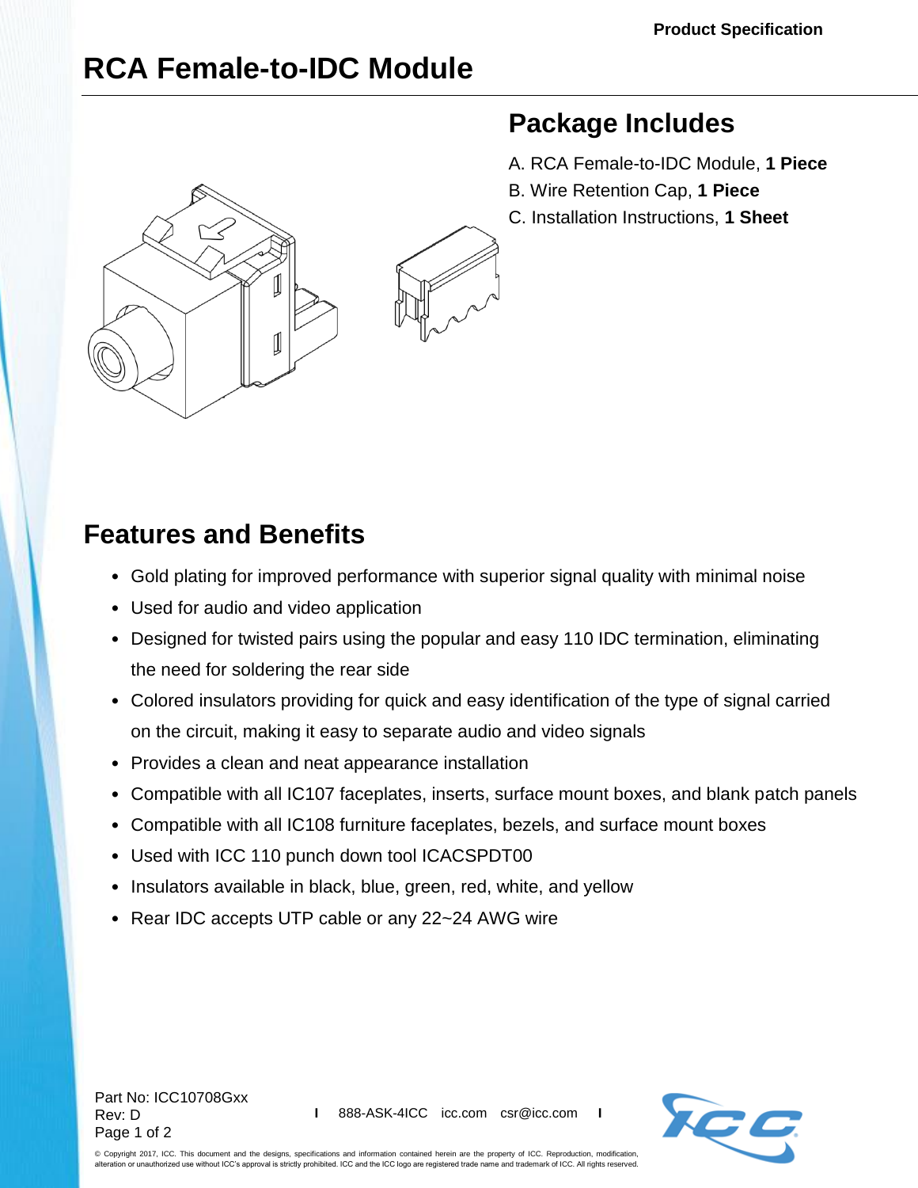# RCA Female-to-IDC Module

## Package Includes

A. RCA Female-to-IDC Module, **1 Piece**

B. Wire Retention Cap, **1 Piece**

C. Installation Instructions, **1 Sheet**

## Features and Benefits

- Gold plating for improved performance with superior signal quality with minimal noise
- Used for audio and video application
- Designed for twisted pairs using the popular and easy 110 IDC termination, eliminating the need for soldering the rear side
- Colored insulators providing for quick and easy identification of the type of signal carried on the circuit, making it easy to separate audio and video signals
- Provides a clean and neat appearance installation
- Compatible with all IC107 faceplates, inserts, surface mount boxes, and blank patch panels
- Compatible with all IC108 furniture faceplates, bezels, and surface mount boxes
- Used with ICC 110 punch down tool ICACSPDT00
- Insulators available in black, blue, green, red, white, and yellow
- Rear IDC accepts UTP cable or any 22~24 AWG wire

Part No: ICC10708Gxx
Rev: D

888-ASK-4ICC icc.com csr@icc.com

© Copyright 2017, ICC. This document and the designs, specifications and information contained herein are the property of ICC. Reproduction, modification, alteration or unauthorized use without ICC's approval is strictly prohibited. ICC and the ICC logo are registered trade name and trademark of ICC. All rights reserved.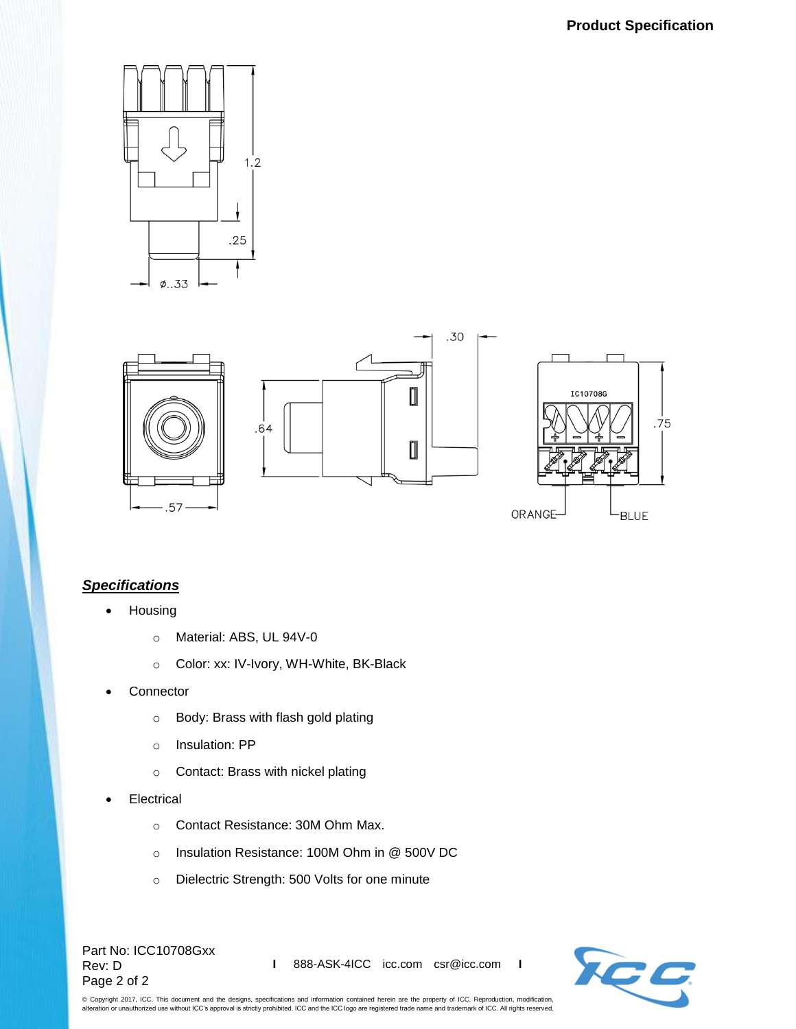1.2

.25

ø..33

.30

.64

.57

IC10708G

.75

ORANGE

BLUE

## *Specifications*

- Housing
  - Material: ABS, UL 94V-0
  - Color: xx: IV-Ivory, WH-White, BK-Black
- Connector
  - Body: Brass with flash gold plating
  - Insulation: PP
  - Contact: Brass with nickel plating
- Electrical
  - Contact Resistance: 30M Ohm Max.
  - Insulation Resistance: 100M Ohm in @ 500V DC
  - Dielectric Strength: 500 Volts for one minute

Part No: ICC10708Gxx
Rev: D

888-ASK-4ICC icc.com csr@icc.com

© Copyright 2017, ICC. This document and the designs, specifications and information contained herein are the property of ICC. Reproduction, modification, alteration or unauthorized use without ICC's approval is strictly prohibited. ICC and the ICC logo are registered trade name and trademark of ICC. All rights reserved.